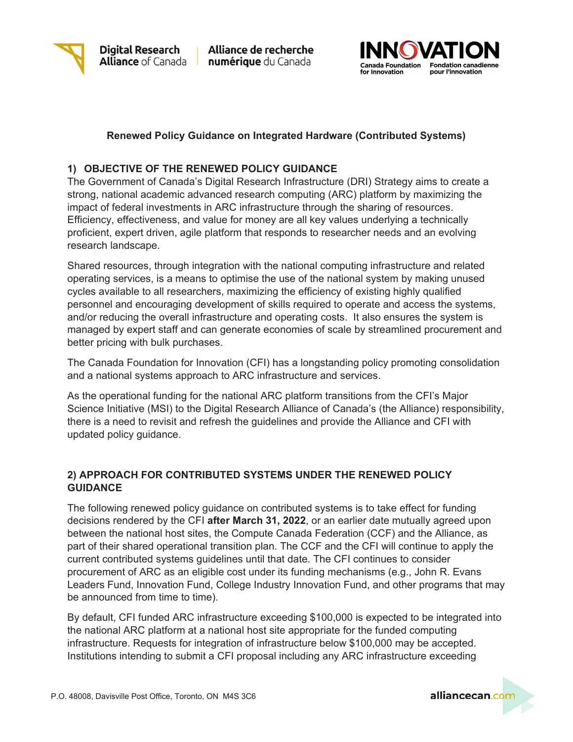**Renewed Policy Guidance on Integrated Hardware (Contributed Systems)**

## 1) OBJECTIVE OF THE RENEWED POLICY GUIDANCE

The Government of Canada's Digital Research Infrastructure (DRI) Strategy aims to create a strong, national academic advanced research computing (ARC) platform by maximizing the impact of federal investments in ARC infrastructure through the sharing of resources. Efficiency, effectiveness, and value for money are all key values underlying a technically proficient, expert driven, agile platform that responds to researcher needs and an evolving research landscape.

Shared resources, through integration with the national computing infrastructure and related operating services, is a means to optimise the use of the national system by making unused cycles available to all researchers, maximizing the efficiency of existing highly qualified personnel and encouraging development of skills required to operate and access the systems, and/or reducing the overall infrastructure and operating costs. It also ensures the system is managed by expert staff and can generate economies of scale by streamlined procurement and better pricing with bulk purchases.

The Canada Foundation for Innovation (CFI) has a longstanding policy promoting consolidation and a national systems approach to ARC infrastructure and services.

As the operational funding for the national ARC platform transitions from the CFI's Major Science Initiative (MSI) to the Digital Research Alliance of Canada's (the Alliance) responsibility, there is a need to revisit and refresh the guidelines and provide the Alliance and CFI with updated policy guidance.

## 2) APPROACH FOR CONTRIBUTED SYSTEMS UNDER THE RENEWED POLICY GUIDANCE

The following renewed policy guidance on contributed systems is to take effect for funding decisions rendered by the CFI **after March 31, 2022**, or an earlier date mutually agreed upon between the national host sites, the Compute Canada Federation (CCF) and the Alliance, as part of their shared operational transition plan. The CCF and the CFI will continue to apply the current contributed systems guidelines until that date. The CFI continues to consider procurement of ARC as an eligible cost under its funding mechanisms (e.g., John R. Evans Leaders Fund, Innovation Fund, College Industry Innovation Fund, and other programs that may be announced from time to time).

By default, CFI funded ARC infrastructure exceeding $100,000 is expected to be integrated into the national ARC platform at a national host site appropriate for the funded computing infrastructure. Requests for integration of infrastructure below $100,000 may be accepted. Institutions intending to submit a CFI proposal including any ARC infrastructure exceeding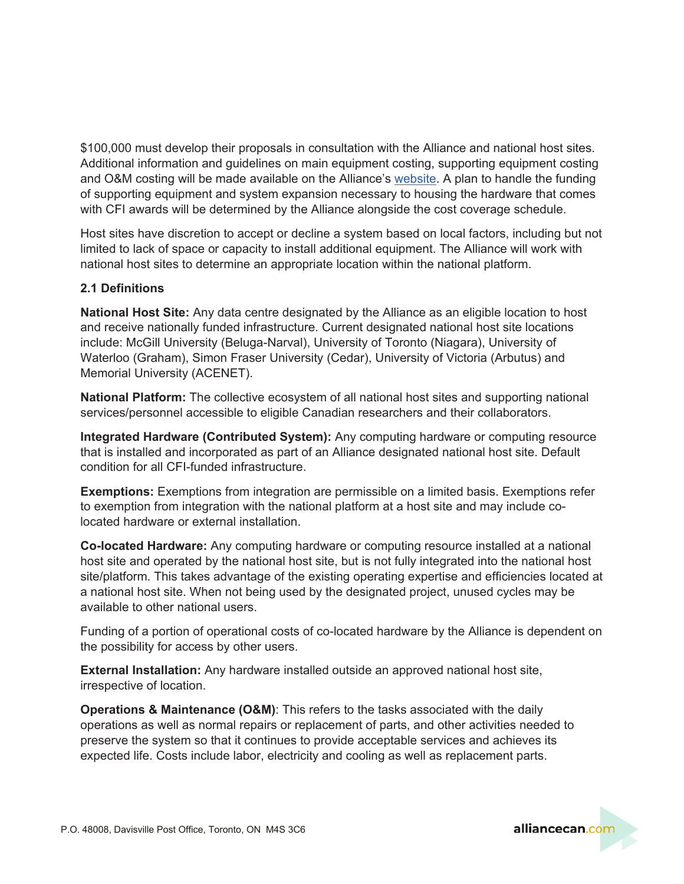$100,000 must develop their proposals in consultation with the Alliance and national host sites. Additional information and guidelines on main equipment costing, supporting equipment costing and O&M costing will be made available on the Alliance's website. A plan to handle the funding of supporting equipment and system expansion necessary to housing the hardware that comes with CFI awards will be determined by the Alliance alongside the cost coverage schedule.

Host sites have discretion to accept or decline a system based on local factors, including but not limited to lack of space or capacity to install additional equipment. The Alliance will work with national host sites to determine an appropriate location within the national platform.

### 2.1 Definitions

**National Host Site:** Any data centre designated by the Alliance as an eligible location to host and receive nationally funded infrastructure. Current designated national host site locations include: McGill University (Beluga-Narval), University of Toronto (Niagara), University of Waterloo (Graham), Simon Fraser University (Cedar), University of Victoria (Arbutus) and Memorial University (ACENET).

**National Platform:** The collective ecosystem of all national host sites and supporting national services/personnel accessible to eligible Canadian researchers and their collaborators.

**Integrated Hardware (Contributed System):** Any computing hardware or computing resource that is installed and incorporated as part of an Alliance designated national host site. Default condition for all CFI-funded infrastructure.

**Exemptions:** Exemptions from integration are permissible on a limited basis. Exemptions refer to exemption from integration with the national platform at a host site and may include co-located hardware or external installation.

**Co-located Hardware:** Any computing hardware or computing resource installed at a national host site and operated by the national host site, but is not fully integrated into the national host site/platform. This takes advantage of the existing operating expertise and efficiencies located at a national host site. When not being used by the designated project, unused cycles may be available to other national users.

Funding of a portion of operational costs of co-located hardware by the Alliance is dependent on the possibility for access by other users.

**External Installation:** Any hardware installed outside an approved national host site, irrespective of location.

**Operations & Maintenance (O&M)**: This refers to the tasks associated with the daily operations as well as normal repairs or replacement of parts, and other activities needed to preserve the system so that it continues to provide acceptable services and achieves its expected life. Costs include labor, electricity and cooling as well as replacement parts.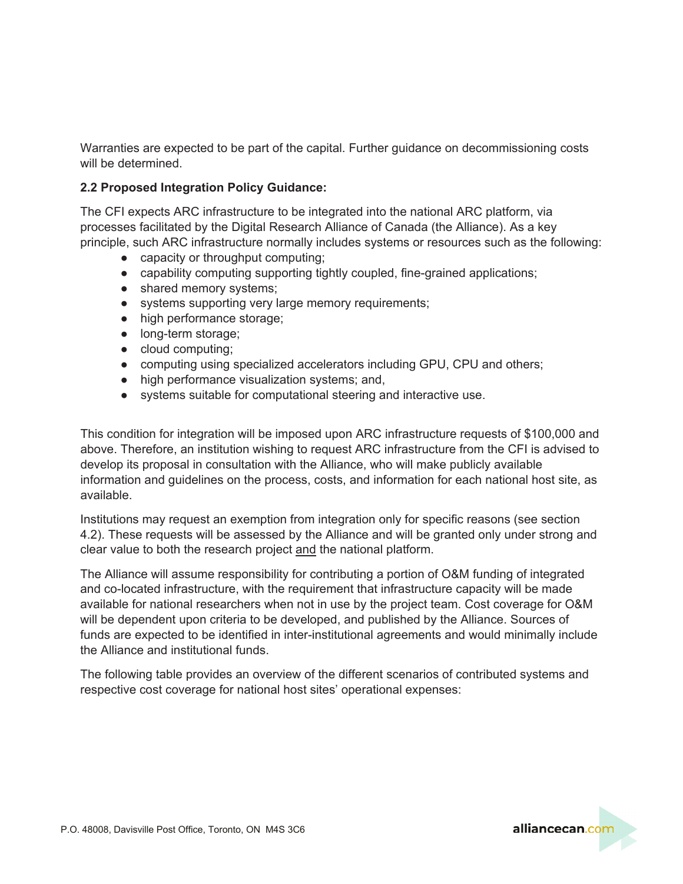Warranties are expected to be part of the capital. Further guidance on decommissioning costs will be determined.

**2.2 Proposed Integration Policy Guidance:**

The CFI expects ARC infrastructure to be integrated into the national ARC platform, via processes facilitated by the Digital Research Alliance of Canada (the Alliance). As a key principle, such ARC infrastructure normally includes systems or resources such as the following:

- capacity or throughput computing;
- capability computing supporting tightly coupled, fine-grained applications;
- shared memory systems;
- systems supporting very large memory requirements;
- high performance storage;
- long-term storage;
- cloud computing;
- computing using specialized accelerators including GPU, CPU and others;
- high performance visualization systems; and,
- systems suitable for computational steering and interactive use.

This condition for integration will be imposed upon ARC infrastructure requests of $100,000 and above. Therefore, an institution wishing to request ARC infrastructure from the CFI is advised to develop its proposal in consultation with the Alliance, who will make publicly available information and guidelines on the process, costs, and information for each national host site, as available.

Institutions may request an exemption from integration only for specific reasons (see section 4.2). These requests will be assessed by the Alliance and will be granted only under strong and clear value to both the research project and the national platform.

The Alliance will assume responsibility for contributing a portion of O&M funding of integrated and co-located infrastructure, with the requirement that infrastructure capacity will be made available for national researchers when not in use by the project team. Cost coverage for O&M will be dependent upon criteria to be developed, and published by the Alliance. Sources of funds are expected to be identified in inter-institutional agreements and would minimally include the Alliance and institutional funds.

The following table provides an overview of the different scenarios of contributed systems and respective cost coverage for national host sites' operational expenses: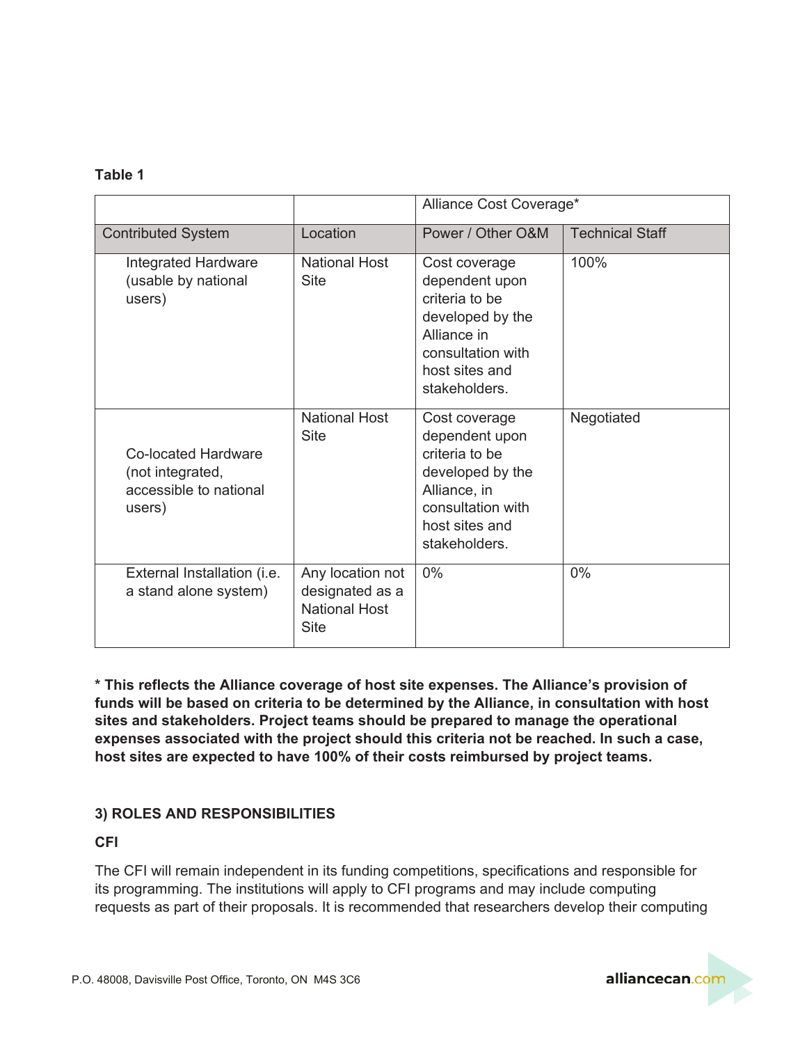**Table 1**

| | | Alliance Cost Coverage* | |
|---|---|---|---|
| Contributed System | Location | Power / Other O&M | Technical Staff |
| Integrated Hardware (usable by national users) | National Host Site | Cost coverage dependent upon criteria to be developed by the Alliance in consultation with host sites and stakeholders. | 100% |
| Co-located Hardware (not integrated, accessible to national users) | National Host Site | Cost coverage dependent upon criteria to be developed by the Alliance, in consultation with host sites and stakeholders. | Negotiated |
| External Installation (i.e. a stand alone system) | Any location not designated as a National Host Site | 0% | 0% |

**\* This reflects the Alliance coverage of host site expenses. The Alliance's provision of funds will be based on criteria to be determined by the Alliance, in consultation with host sites and stakeholders. Project teams should be prepared to manage the operational expenses associated with the project should this criteria not be reached. In such a case, host sites are expected to have 100% of their costs reimbursed by project teams.**

## 3) ROLES AND RESPONSIBILITIES

### CFI

The CFI will remain independent in its funding competitions, specifications and responsible for its programming. The institutions will apply to CFI programs and may include computing requests as part of their proposals. It is recommended that researchers develop their computing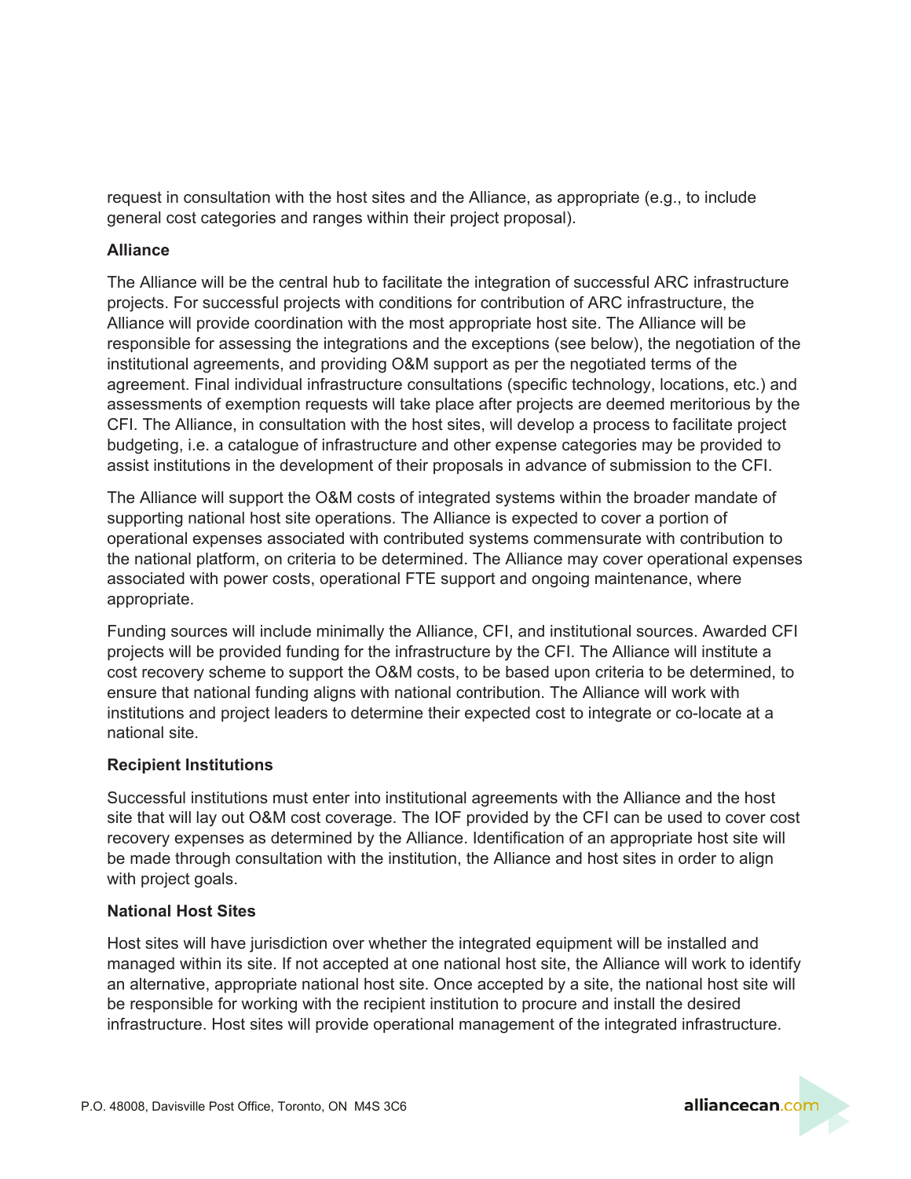request in consultation with the host sites and the Alliance, as appropriate (e.g., to include general cost categories and ranges within their project proposal).

### Alliance

The Alliance will be the central hub to facilitate the integration of successful ARC infrastructure projects. For successful projects with conditions for contribution of ARC infrastructure, the Alliance will provide coordination with the most appropriate host site. The Alliance will be responsible for assessing the integrations and the exceptions (see below), the negotiation of the institutional agreements, and providing O&M support as per the negotiated terms of the agreement. Final individual infrastructure consultations (specific technology, locations, etc.) and assessments of exemption requests will take place after projects are deemed meritorious by the CFI. The Alliance, in consultation with the host sites, will develop a process to facilitate project budgeting, i.e. a catalogue of infrastructure and other expense categories may be provided to assist institutions in the development of their proposals in advance of submission to the CFI.

The Alliance will support the O&M costs of integrated systems within the broader mandate of supporting national host site operations. The Alliance is expected to cover a portion of operational expenses associated with contributed systems commensurate with contribution to the national platform, on criteria to be determined. The Alliance may cover operational expenses associated with power costs, operational FTE support and ongoing maintenance, where appropriate.

Funding sources will include minimally the Alliance, CFI, and institutional sources. Awarded CFI projects will be provided funding for the infrastructure by the CFI. The Alliance will institute a cost recovery scheme to support the O&M costs, to be based upon criteria to be determined, to ensure that national funding aligns with national contribution. The Alliance will work with institutions and project leaders to determine their expected cost to integrate or co-locate at a national site.

### Recipient Institutions

Successful institutions must enter into institutional agreements with the Alliance and the host site that will lay out O&M cost coverage. The IOF provided by the CFI can be used to cover cost recovery expenses as determined by the Alliance. Identification of an appropriate host site will be made through consultation with the institution, the Alliance and host sites in order to align with project goals.

### National Host Sites

Host sites will have jurisdiction over whether the integrated equipment will be installed and managed within its site. If not accepted at one national host site, the Alliance will work to identify an alternative, appropriate national host site. Once accepted by a site, the national host site will be responsible for working with the recipient institution to procure and install the desired infrastructure. Host sites will provide operational management of the integrated infrastructure.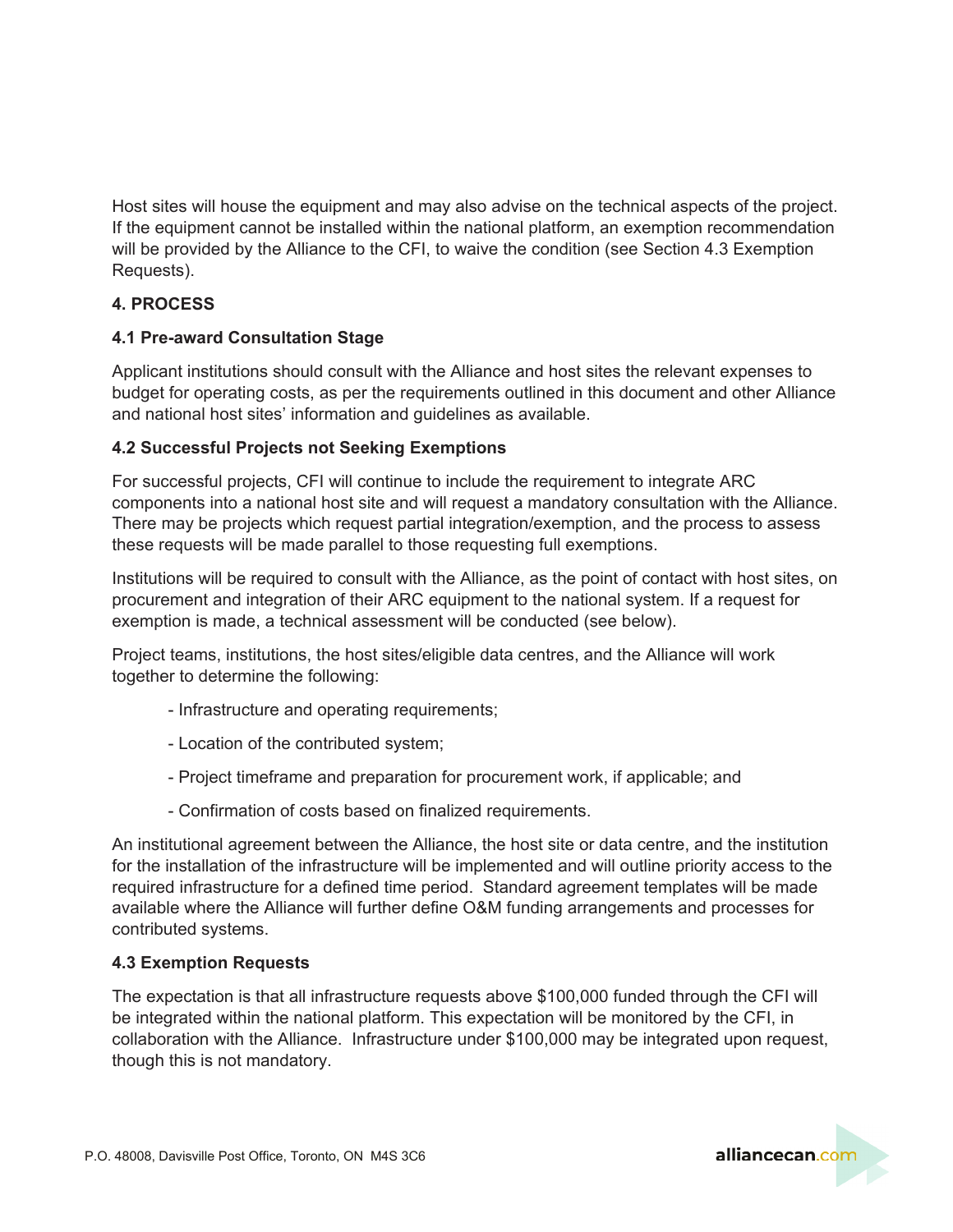Host sites will house the equipment and may also advise on the technical aspects of the project. If the equipment cannot be installed within the national platform, an exemption recommendation will be provided by the Alliance to the CFI, to waive the condition (see Section 4.3 Exemption Requests).

## 4. PROCESS

### 4.1 Pre-award Consultation Stage

Applicant institutions should consult with the Alliance and host sites the relevant expenses to budget for operating costs, as per the requirements outlined in this document and other Alliance and national host sites' information and guidelines as available.

### 4.2 Successful Projects not Seeking Exemptions

For successful projects, CFI will continue to include the requirement to integrate ARC components into a national host site and will request a mandatory consultation with the Alliance. There may be projects which request partial integration/exemption, and the process to assess these requests will be made parallel to those requesting full exemptions.

Institutions will be required to consult with the Alliance, as the point of contact with host sites, on procurement and integration of their ARC equipment to the national system. If a request for exemption is made, a technical assessment will be conducted (see below).

Project teams, institutions, the host sites/eligible data centres, and the Alliance will work together to determine the following:

- Infrastructure and operating requirements;
- Location of the contributed system;
- Project timeframe and preparation for procurement work, if applicable; and
- Confirmation of costs based on finalized requirements.

An institutional agreement between the Alliance, the host site or data centre, and the institution for the installation of the infrastructure will be implemented and will outline priority access to the required infrastructure for a defined time period. Standard agreement templates will be made available where the Alliance will further define O&M funding arrangements and processes for contributed systems.

### 4.3 Exemption Requests

The expectation is that all infrastructure requests above $100,000 funded through the CFI will be integrated within the national platform. This expectation will be monitored by the CFI, in collaboration with the Alliance. Infrastructure under $100,000 may be integrated upon request, though this is not mandatory.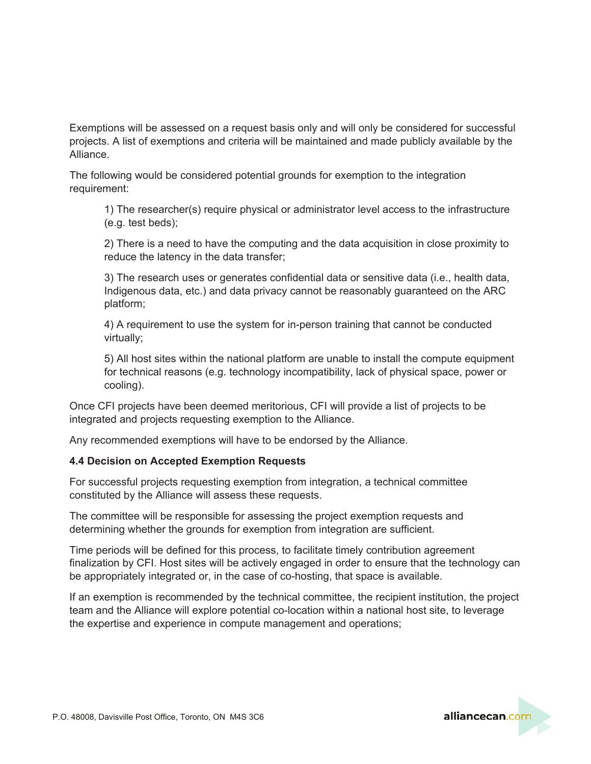Exemptions will be assessed on a request basis only and will only be considered for successful projects. A list of exemptions and criteria will be maintained and made publicly available by the Alliance.

The following would be considered potential grounds for exemption to the integration requirement:

1) The researcher(s) require physical or administrator level access to the infrastructure (e.g. test beds);

2) There is a need to have the computing and the data acquisition in close proximity to reduce the latency in the data transfer;

3) The research uses or generates confidential data or sensitive data (i.e., health data, Indigenous data, etc.) and data privacy cannot be reasonably guaranteed on the ARC platform;

4) A requirement to use the system for in-person training that cannot be conducted virtually;

5) All host sites within the national platform are unable to install the compute equipment for technical reasons (e.g. technology incompatibility, lack of physical space, power or cooling).

Once CFI projects have been deemed meritorious, CFI will provide a list of projects to be integrated and projects requesting exemption to the Alliance.

Any recommended exemptions will have to be endorsed by the Alliance.

**4.4 Decision on Accepted Exemption Requests**

For successful projects requesting exemption from integration, a technical committee constituted by the Alliance will assess these requests.

The committee will be responsible for assessing the project exemption requests and determining whether the grounds for exemption from integration are sufficient.

Time periods will be defined for this process, to facilitate timely contribution agreement finalization by CFI. Host sites will be actively engaged in order to ensure that the technology can be appropriately integrated or, in the case of co-hosting, that space is available.

If an exemption is recommended by the technical committee, the recipient institution, the project team and the Alliance will explore potential co-location within a national host site, to leverage the expertise and experience in compute management and operations;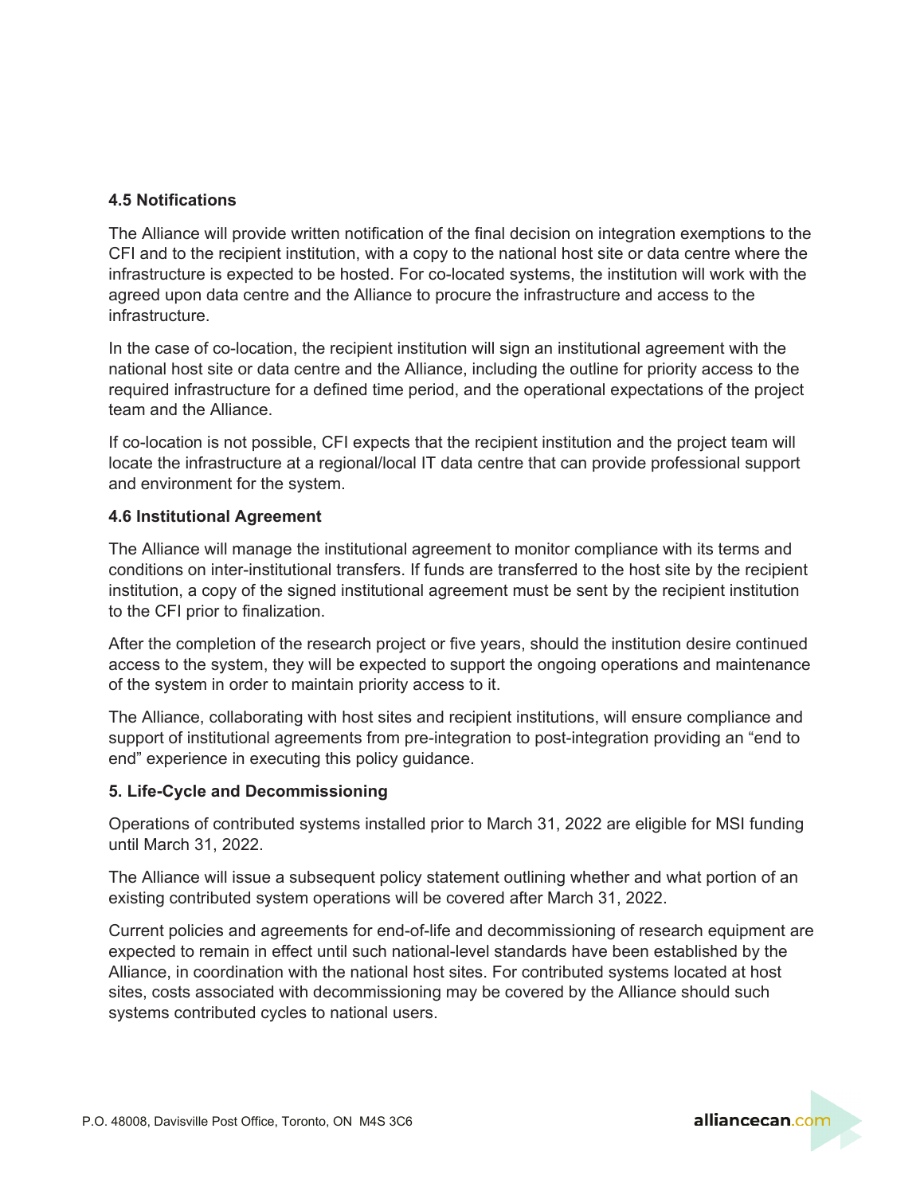### 4.5 Notifications

The Alliance will provide written notification of the final decision on integration exemptions to the CFI and to the recipient institution, with a copy to the national host site or data centre where the infrastructure is expected to be hosted. For co-located systems, the institution will work with the agreed upon data centre and the Alliance to procure the infrastructure and access to the infrastructure.

In the case of co-location, the recipient institution will sign an institutional agreement with the national host site or data centre and the Alliance, including the outline for priority access to the required infrastructure for a defined time period, and the operational expectations of the project team and the Alliance.

If co-location is not possible, CFI expects that the recipient institution and the project team will locate the infrastructure at a regional/local IT data centre that can provide professional support and environment for the system.

### 4.6 Institutional Agreement

The Alliance will manage the institutional agreement to monitor compliance with its terms and conditions on inter-institutional transfers. If funds are transferred to the host site by the recipient institution, a copy of the signed institutional agreement must be sent by the recipient institution to the CFI prior to finalization.

After the completion of the research project or five years, should the institution desire continued access to the system, they will be expected to support the ongoing operations and maintenance of the system in order to maintain priority access to it.

The Alliance, collaborating with host sites and recipient institutions, will ensure compliance and support of institutional agreements from pre-integration to post-integration providing an "end to end" experience in executing this policy guidance.

## 5. Life-Cycle and Decommissioning

Operations of contributed systems installed prior to March 31, 2022 are eligible for MSI funding until March 31, 2022.

The Alliance will issue a subsequent policy statement outlining whether and what portion of an existing contributed system operations will be covered after March 31, 2022.

Current policies and agreements for end-of-life and decommissioning of research equipment are expected to remain in effect until such national-level standards have been established by the Alliance, in coordination with the national host sites. For contributed systems located at host sites, costs associated with decommissioning may be covered by the Alliance should such systems contributed cycles to national users.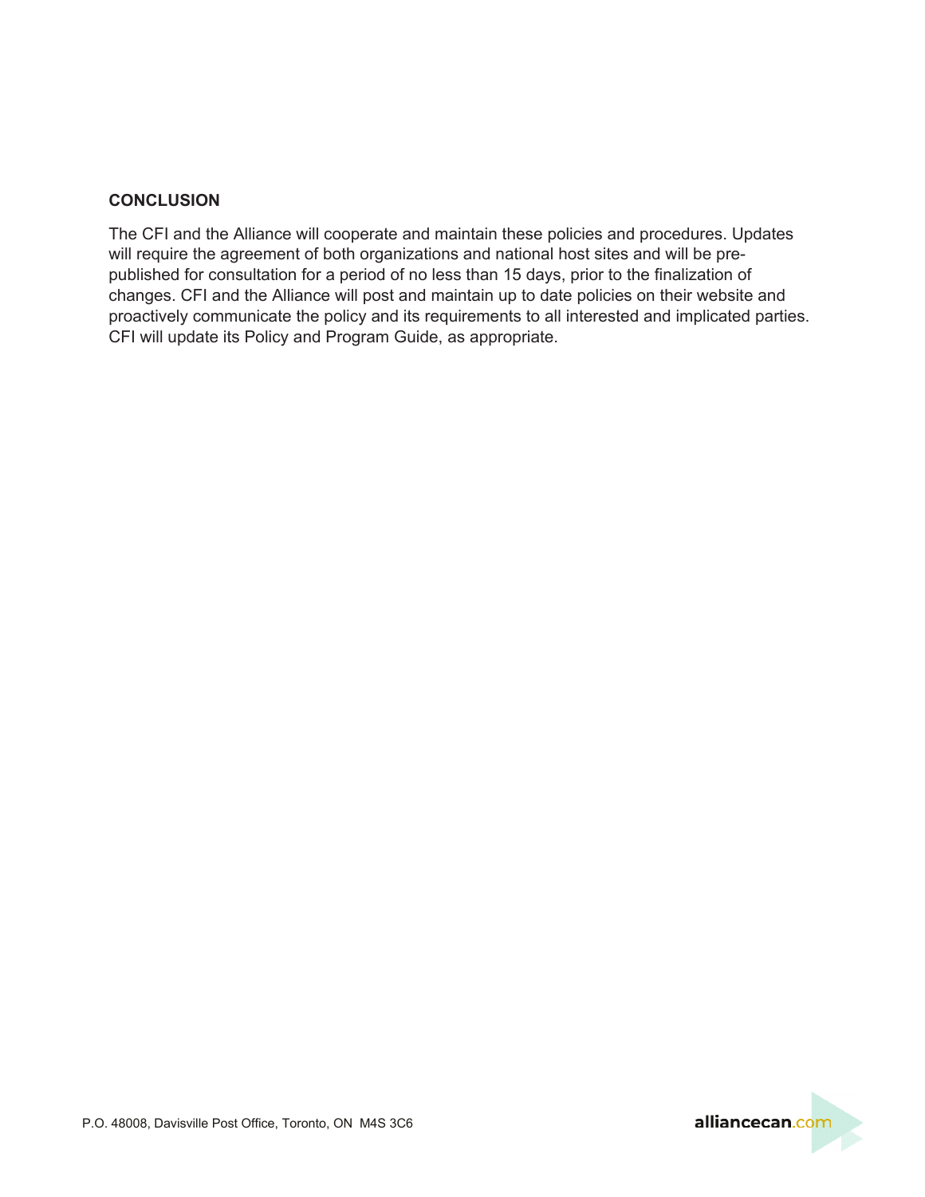## CONCLUSION

The CFI and the Alliance will cooperate and maintain these policies and procedures. Updates will require the agreement of both organizations and national host sites and will be pre-published for consultation for a period of no less than 15 days, prior to the finalization of changes. CFI and the Alliance will post and maintain up to date policies on their website and proactively communicate the policy and its requirements to all interested and implicated parties. CFI will update its Policy and Program Guide, as appropriate.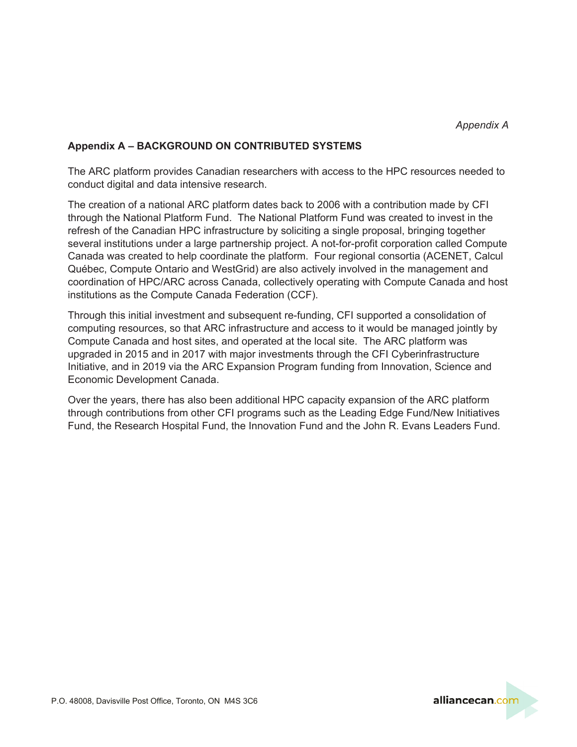## Appendix A – BACKGROUND ON CONTRIBUTED SYSTEMS

The ARC platform provides Canadian researchers with access to the HPC resources needed to conduct digital and data intensive research.

The creation of a national ARC platform dates back to 2006 with a contribution made by CFI through the National Platform Fund. The National Platform Fund was created to invest in the refresh of the Canadian HPC infrastructure by soliciting a single proposal, bringing together several institutions under a large partnership project. A not-for-profit corporation called Compute Canada was created to help coordinate the platform. Four regional consortia (ACENET, Calcul Québec, Compute Ontario and WestGrid) are also actively involved in the management and coordination of HPC/ARC across Canada, collectively operating with Compute Canada and host institutions as the Compute Canada Federation (CCF).

Through this initial investment and subsequent re-funding, CFI supported a consolidation of computing resources, so that ARC infrastructure and access to it would be managed jointly by Compute Canada and host sites, and operated at the local site. The ARC platform was upgraded in 2015 and in 2017 with major investments through the CFI Cyberinfrastructure Initiative, and in 2019 via the ARC Expansion Program funding from Innovation, Science and Economic Development Canada.

Over the years, there has also been additional HPC capacity expansion of the ARC platform through contributions from other CFI programs such as the Leading Edge Fund/New Initiatives Fund, the Research Hospital Fund, the Innovation Fund and the John R. Evans Leaders Fund.